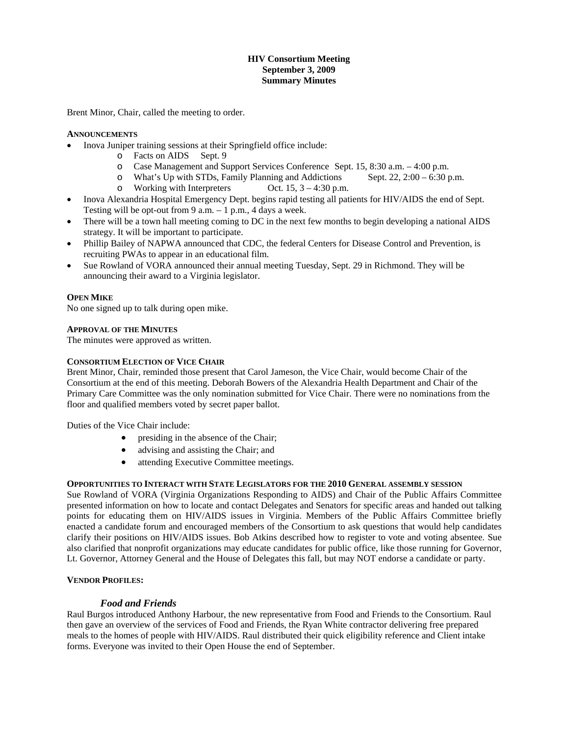# HIV Consortium Meeting
## September 3, 2009
## Summary Minutes

Brent Minor, Chair, called the meeting to order.

### ANNOUNCEMENTS

- Inova Juniper training sessions at their Springfield office include:
  - Facts on AIDS Sept. 9
  - Case Management and Support Services Conference Sept. 15, 8:30 a.m. – 4:00 p.m.
  - What's Up with STDs, Family Planning and Addictions Sept. 22, 2:00 – 6:30 p.m.
  - Working with Interpreters Oct. 15, 3 – 4:30 p.m.
- Inova Alexandria Hospital Emergency Dept. begins rapid testing all patients for HIV/AIDS the end of Sept. Testing will be opt-out from 9 a.m. – 1 p.m., 4 days a week.
- There will be a town hall meeting coming to DC in the next few months to begin developing a national AIDS strategy. It will be important to participate.
- Phillip Bailey of NAPWA announced that CDC, the federal Centers for Disease Control and Prevention, is recruiting PWAs to appear in an educational film.
- Sue Rowland of VORA announced their annual meeting Tuesday, Sept. 29 in Richmond. They will be announcing their award to a Virginia legislator.

### OPEN MIKE

No one signed up to talk during open mike.

### APPROVAL OF THE MINUTES

The minutes were approved as written.

### CONSORTIUM ELECTION OF VICE CHAIR

Brent Minor, Chair, reminded those present that Carol Jameson, the Vice Chair, would become Chair of the Consortium at the end of this meeting. Deborah Bowers of the Alexandria Health Department and Chair of the Primary Care Committee was the only nomination submitted for Vice Chair. There were no nominations from the floor and qualified members voted by secret paper ballot.

Duties of the Vice Chair include:

- presiding in the absence of the Chair;
- advising and assisting the Chair; and
- attending Executive Committee meetings.

### OPPORTUNITIES TO INTERACT WITH STATE LEGISLATORS FOR THE 2010 GENERAL ASSEMBLY SESSION

Sue Rowland of VORA (Virginia Organizations Responding to AIDS) and Chair of the Public Affairs Committee presented information on how to locate and contact Delegates and Senators for specific areas and handed out talking points for educating them on HIV/AIDS issues in Virginia. Members of the Public Affairs Committee briefly enacted a candidate forum and encouraged members of the Consortium to ask questions that would help candidates clarify their positions on HIV/AIDS issues. Bob Atkins described how to register to vote and voting absentee. Sue also clarified that nonprofit organizations may educate candidates for public office, like those running for Governor, Lt. Governor, Attorney General and the House of Delegates this fall, but may NOT endorse a candidate or party.

### VENDOR PROFILES:

#### *Food and Friends*

Raul Burgos introduced Anthony Harbour, the new representative from Food and Friends to the Consortium. Raul then gave an overview of the services of Food and Friends, the Ryan White contractor delivering free prepared meals to the homes of people with HIV/AIDS. Raul distributed their quick eligibility reference and Client intake forms. Everyone was invited to their Open House the end of September.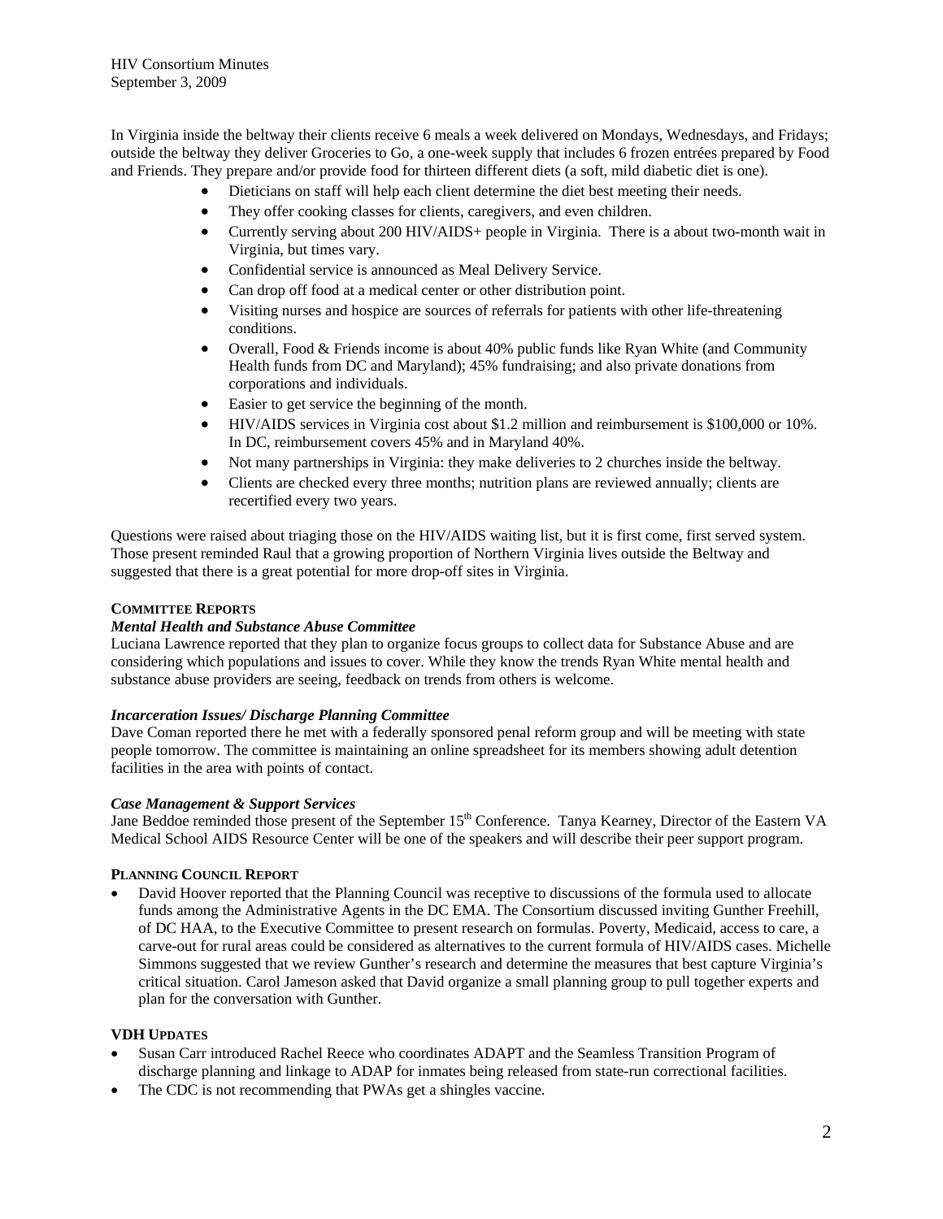In Virginia inside the beltway their clients receive 6 meals a week delivered on Mondays, Wednesdays, and Fridays; outside the beltway they deliver Groceries to Go, a one-week supply that includes 6 frozen entrées prepared by Food and Friends. They prepare and/or provide food for thirteen different diets (a soft, mild diabetic diet is one).

- Dieticians on staff will help each client determine the diet best meeting their needs.
- They offer cooking classes for clients, caregivers, and even children.
- Currently serving about 200 HIV/AIDS+ people in Virginia. There is a about two-month wait in Virginia, but times vary.
- Confidential service is announced as Meal Delivery Service.
- Can drop off food at a medical center or other distribution point.
- Visiting nurses and hospice are sources of referrals for patients with other life-threatening conditions.
- Overall, Food & Friends income is about 40% public funds like Ryan White (and Community Health funds from DC and Maryland); 45% fundraising; and also private donations from corporations and individuals.
- Easier to get service the beginning of the month.
- HIV/AIDS services in Virginia cost about $1.2 million and reimbursement is $100,000 or 10%. In DC, reimbursement covers 45% and in Maryland 40%.
- Not many partnerships in Virginia: they make deliveries to 2 churches inside the beltway.
- Clients are checked every three months; nutrition plans are reviewed annually; clients are recertified every two years.

Questions were raised about triaging those on the HIV/AIDS waiting list, but it is first come, first served system. Those present reminded Raul that a growing proportion of Northern Virginia lives outside the Beltway and suggested that there is a great potential for more drop-off sites in Virginia.

## COMMITTEE REPORTS

### *Mental Health and Substance Abuse Committee*

Luciana Lawrence reported that they plan to organize focus groups to collect data for Substance Abuse and are considering which populations and issues to cover. While they know the trends Ryan White mental health and substance abuse providers are seeing, feedback on trends from others is welcome.

### *Incarceration Issues/ Discharge Planning Committee*

Dave Coman reported there he met with a federally sponsored penal reform group and will be meeting with state people tomorrow. The committee is maintaining an online spreadsheet for its members showing adult detention facilities in the area with points of contact.

### *Case Management & Support Services*

Jane Beddoe reminded those present of the September 15th Conference. Tanya Kearney, Director of the Eastern VA Medical School AIDS Resource Center will be one of the speakers and will describe their peer support program.

## PLANNING COUNCIL REPORT

- David Hoover reported that the Planning Council was receptive to discussions of the formula used to allocate funds among the Administrative Agents in the DC EMA. The Consortium discussed inviting Gunther Freehill, of DC HAA, to the Executive Committee to present research on formulas. Poverty, Medicaid, access to care, a carve-out for rural areas could be considered as alternatives to the current formula of HIV/AIDS cases. Michelle Simmons suggested that we review Gunther's research and determine the measures that best capture Virginia's critical situation. Carol Jameson asked that David organize a small planning group to pull together experts and plan for the conversation with Gunther.

## VDH UPDATES

- Susan Carr introduced Rachel Reece who coordinates ADAPT and the Seamless Transition Program of discharge planning and linkage to ADAP for inmates being released from state-run correctional facilities.
- The CDC is not recommending that PWAs get a shingles vaccine.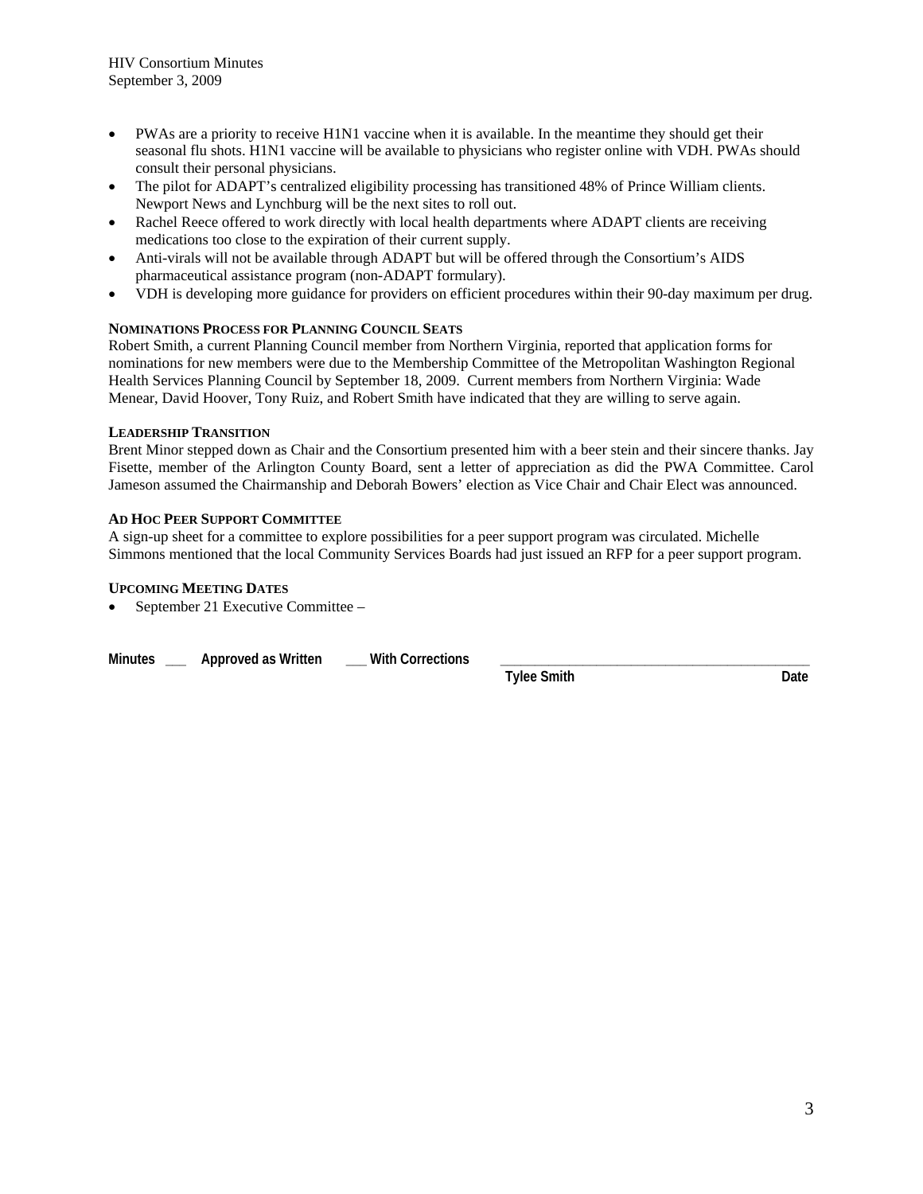- PWAs are a priority to receive H1N1 vaccine when it is available. In the meantime they should get their seasonal flu shots. H1N1 vaccine will be available to physicians who register online with VDH. PWAs should consult their personal physicians.
- The pilot for ADAPT's centralized eligibility processing has transitioned 48% of Prince William clients. Newport News and Lynchburg will be the next sites to roll out.
- Rachel Reece offered to work directly with local health departments where ADAPT clients are receiving medications too close to the expiration of their current supply.
- Anti-virals will not be available through ADAPT but will be offered through the Consortium's AIDS pharmaceutical assistance program (non-ADAPT formulary).
- VDH is developing more guidance for providers on efficient procedures within their 90-day maximum per drug.

**NOMINATIONS PROCESS FOR PLANNING COUNCIL SEATS**

Robert Smith, a current Planning Council member from Northern Virginia, reported that application forms for nominations for new members were due to the Membership Committee of the Metropolitan Washington Regional Health Services Planning Council by September 18, 2009. Current members from Northern Virginia: Wade Menear, David Hoover, Tony Ruiz, and Robert Smith have indicated that they are willing to serve again.

**LEADERSHIP TRANSITION**

Brent Minor stepped down as Chair and the Consortium presented him with a beer stein and their sincere thanks. Jay Fisette, member of the Arlington County Board, sent a letter of appreciation as did the PWA Committee. Carol Jameson assumed the Chairmanship and Deborah Bowers' election as Vice Chair and Chair Elect was announced.

**AD HOC PEER SUPPORT COMMITTEE**

A sign-up sheet for a committee to explore possibilities for a peer support program was circulated. Michelle Simmons mentioned that the local Community Services Boards had just issued an RFP for a peer support program.

**UPCOMING MEETING DATES**

- September 21 Executive Committee –

**Minutes** ___ **Approved as Written** ___ **With Corrections** ____________________________________________

**Tylee Smith** **Date**